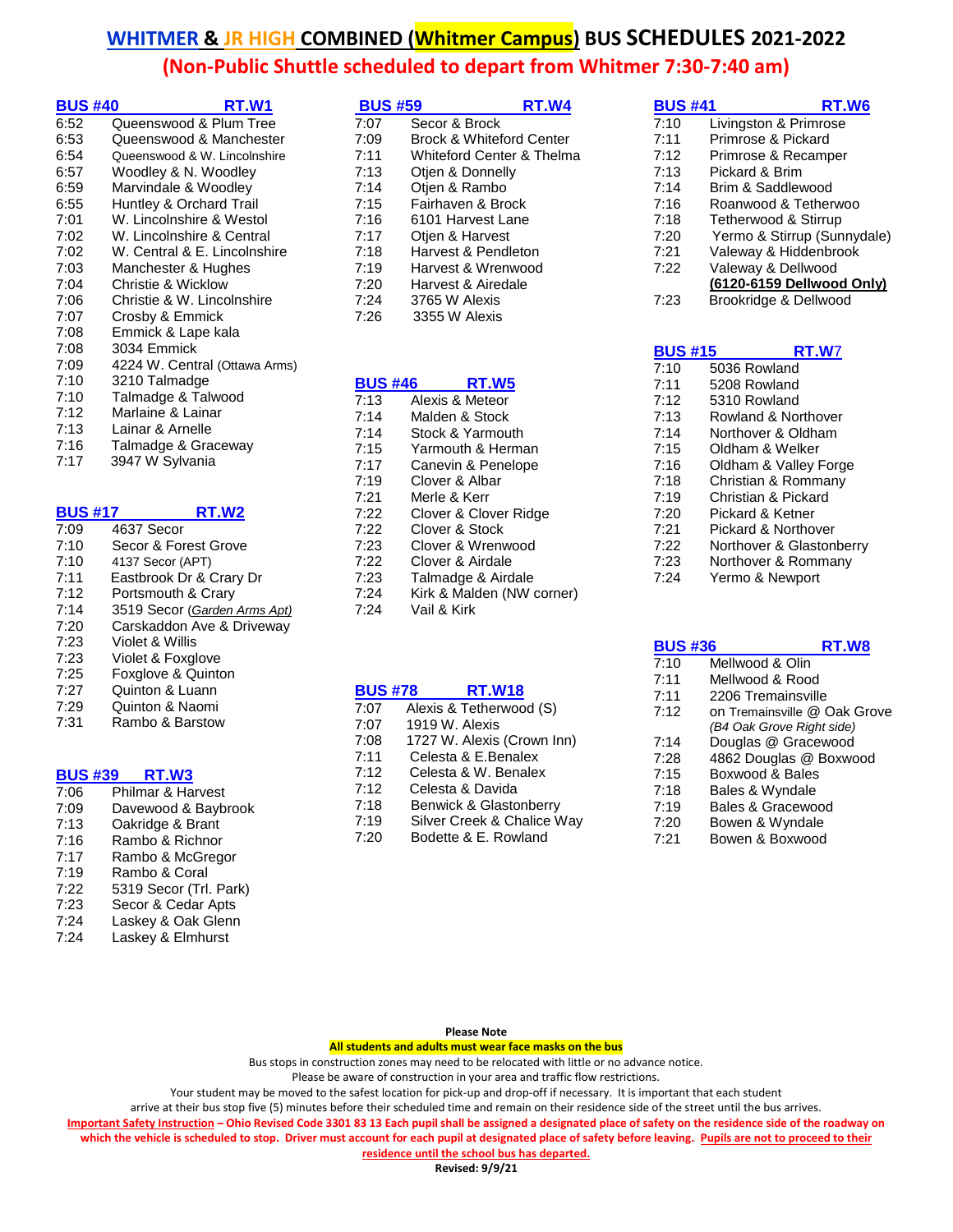# WHITMER & JR HIGH COMBINED (Whitmer Campus) BUS SCHEDULES 2021-2022

## (Non-Public Shuttle scheduled to depart from Whitmer 7:30-7:40 am)

### BUS #40 RT.W1

| Time | Stop |
|---|---|
| 6:52 | Queenswood & Plum Tree |
| 6:53 | Queenswood & Manchester |
| 6:54 | Queenswood & W. Lincolnshire |
| 6:57 | Woodley & N. Woodley |
| 6:59 | Marvindale & Woodley |
| 6:55 | Huntley & Orchard Trail |
| 7:01 | W. Lincolnshire & Westol |
| 7:02 | W. Lincolnshire & Central |
| 7:02 | W. Central & E. Lincolnshire |
| 7:03 | Manchester & Hughes |
| 7:04 | Christie & Wicklow |
| 7:06 | Christie & W. Lincolnshire |
| 7:07 | Crosby & Emmick |
| 7:08 | Emmick & Lape kala |
| 7:08 | 3034 Emmick |
| 7:09 | 4224 W. Central (Ottawa Arms) |
| 7:10 | 3210 Talmadge |
| 7:10 | Talmadge & Talwood |
| 7:12 | Marlaine & Lainar |
| 7:13 | Lainar & Arnelle |
| 7:16 | Talmadge & Graceway |
| 7:17 | 3947 W Sylvania |

### BUS #17 RT.W2

| Time | Stop |
|---|---|
| 7:09 | 4637 Secor |
| 7:10 | Secor & Forest Grove |
| 7:10 | 4137 Secor (APT) |
| 7:11 | Eastbrook Dr & Crary Dr |
| 7:12 | Portsmouth & Crary |
| 7:14 | 3519 Secor (*Garden Arms Apt)* |
| 7:20 | Carskaddon Ave & Driveway |
| 7:23 | Violet & Willis |
| 7:23 | Violet & Foxglove |
| 7:25 | Foxglove & Quinton |
| 7:27 | Quinton & Luann |
| 7:29 | Quinton & Naomi |
| 7:31 | Rambo & Barstow |

### BUS #39 RT.W3

| Time | Stop |
|---|---|
| 7:06 | Philmar & Harvest |
| 7:09 | Davewood & Baybrook |
| 7:13 | Oakridge & Brant |
| 7:16 | Rambo & Richnor |
| 7:17 | Rambo & McGregor |
| 7:19 | Rambo & Coral |
| 7:22 | 5319 Secor (Trl. Park) |
| 7:23 | Secor & Cedar Apts |
| 7:24 | Laskey & Oak Glenn |
| 7:24 | Laskey & Elmhurst |

### BUS #59 RT.W4

| Time | Stop |
|---|---|
| 7:07 | Secor & Brock |
| 7:09 | Brock & Whiteford Center |
| 7:11 | Whiteford Center & Thelma |
| 7:13 | Otjen & Donnelly |
| 7:14 | Otjen & Rambo |
| 7:15 | Fairhaven & Brock |
| 7:16 | 6101 Harvest Lane |
| 7:17 | Otjen & Harvest |
| 7:18 | Harvest & Pendleton |
| 7:19 | Harvest & Wrenwood |
| 7:20 | Harvest & Airedale |
| 7:24 | 3765 W Alexis |
| 7:26 | 3355 W Alexis |

### BUS #46 RT.W5

| Time | Stop |
|---|---|
| 7:13 | Alexis & Meteor |
| 7:14 | Malden & Stock |
| 7:14 | Stock & Yarmouth |
| 7:15 | Yarmouth & Herman |
| 7:17 | Canevin & Penelope |
| 7:19 | Clover & Albar |
| 7:21 | Merle & Kerr |
| 7:22 | Clover & Clover Ridge |
| 7:22 | Clover & Stock |
| 7:23 | Clover & Wrenwood |
| 7:22 | Clover & Airdale |
| 7:23 | Talmadge & Airdale |
| 7:24 | Kirk & Malden (NW corner) |
| 7:24 | Vail & Kirk |

### BUS #78 RT.W18

| Time | Stop |
|---|---|
| 7:07 | Alexis & Tetherwood (S) |
| 7:07 | 1919 W. Alexis |
| 7:08 | 1727 W. Alexis (Crown Inn) |
| 7:11 | Celesta & E.Benalex |
| 7:12 | Celesta & W. Benalex |
| 7:12 | Celesta & Davida |
| 7:18 | Benwick & Glastonberry |
| 7:19 | Silver Creek & Chalice Way |
| 7:20 | Bodette & E. Rowland |

### BUS #41 RT.W6

| Time | Stop |
|---|---|
| 7:10 | Livingston & Primrose |
| 7:11 | Primrose & Pickard |
| 7:12 | Primrose & Recamper |
| 7:13 | Pickard & Brim |
| 7:14 | Brim & Saddlewood |
| 7:16 | Roanwood & Tetherwoo |
| 7:18 | Tetherwood & Stirrup |
| 7:20 | Yermo & Stirrup (Sunnydale) |
| 7:21 | Valeway & Hiddenbrook |
| 7:22 | Valeway & Dellwood **(6120-6159 Dellwood Only)** |
| 7:23 | Brookridge & Dellwood |

### BUS #15 RT.W7

| Time | Stop |
|---|---|
| 7:10 | 5036 Rowland |
| 7:11 | 5208 Rowland |
| 7:12 | 5310 Rowland |
| 7:13 | Rowland & Northover |
| 7:14 | Northover & Oldham |
| 7:15 | Oldham & Welker |
| 7:16 | Oldham & Valley Forge |
| 7:18 | Christian & Rommany |
| 7:19 | Christian & Pickard |
| 7:20 | Pickard & Ketner |
| 7:21 | Pickard & Northover |
| 7:22 | Northover & Glastonberry |
| 7:23 | Northover & Rommany |
| 7:24 | Yermo & Newport |

### BUS #36 RT.W8

| Time | Stop |
|---|---|
| 7:10 | Mellwood & Olin |
| 7:11 | Mellwood & Rood |
| 7:11 | 2206 Tremainsville |
| 7:12 | on Tremainsville @ Oak Grove *(B4 Oak Grove Right side)* |
| 7:14 | Douglas @ Gracewood |
| 7:28 | 4862 Douglas @ Boxwood |
| 7:15 | Boxwood & Bales |
| 7:18 | Bales & Wyndale |
| 7:19 | Bales & Gracewood |
| 7:20 | Bowen & Wyndale |
| 7:21 | Bowen & Boxwood |

**Please Note**

**All students and adults must wear face masks on the bus**

Bus stops in construction zones may need to be relocated with little or no advance notice.
Please be aware of construction in your area and traffic flow restrictions.
Your student may be moved to the safest location for pick-up and drop-off if necessary. It is important that each student arrive at their bus stop five (5) minutes before their scheduled time and remain on their residence side of the street until the bus arrives.

**Important Safety Instruction – Ohio Revised Code 3301 83 13 Each pupil shall be assigned a designated place of safety on the residence side of the roadway on which the vehicle is scheduled to stop. Driver must account for each pupil at designated place of safety before leaving. Pupils are not to proceed to their residence until the school bus has departed.**

**Revised: 9/9/21**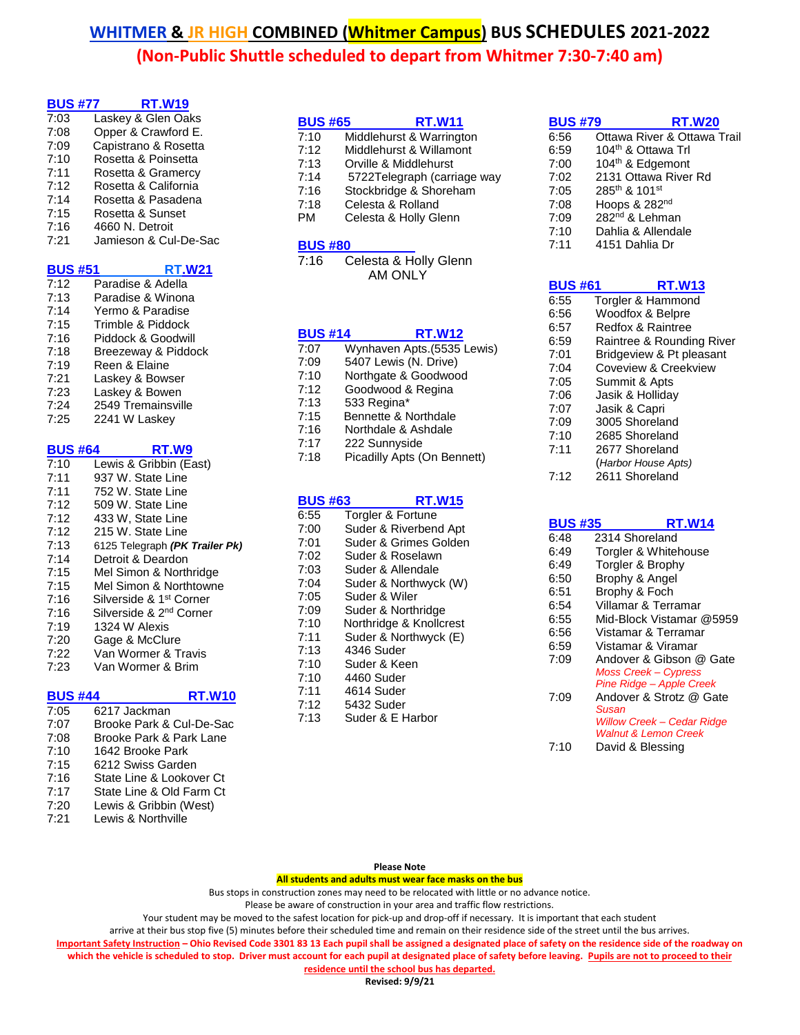# WHITMER & JR HIGH COMBINED (Whitmer Campus) BUS SCHEDULES 2021-2022

## (Non-Public Shuttle scheduled to depart from Whitmer 7:30-7:40 am)

### BUS #77 RT.W19

| Time | Stop |
|---|---|
| 7:03 | Laskey & Glen Oaks |
| 7:08 | Opper & Crawford E. |
| 7:09 | Capistrano & Rosetta |
| 7:10 | Rosetta & Poinsetta |
| 7:11 | Rosetta & Gramercy |
| 7:12 | Rosetta & California |
| 7:14 | Rosetta & Pasadena |
| 7:15 | Rosetta & Sunset |
| 7:16 | 4660 N. Detroit |
| 7:21 | Jamieson & Cul-De-Sac |

### BUS #51 RT.W21

| Time | Stop |
|---|---|
| 7:12 | Paradise & Adella |
| 7:13 | Paradise & Winona |
| 7:14 | Yermo & Paradise |
| 7:15 | Trimble & Piddock |
| 7:16 | Piddock & Goodwill |
| 7:18 | Breezeway & Piddock |
| 7:19 | Reen & Elaine |
| 7:21 | Laskey & Bowser |
| 7:23 | Laskey & Bowen |
| 7:24 | 2549 Tremainsville |
| 7:25 | 2241 W Laskey |

### BUS #64 RT.W9

| Time | Stop |
|---|---|
| 7:10 | Lewis & Gribbin (East) |
| 7:11 | 937 W. State Line |
| 7:11 | 752 W. State Line |
| 7:12 | 509 W. State Line |
| 7:12 | 433 W, State Line |
| 7:12 | 215 W. State Line |
| 7:13 | 6125 Telegraph ***(PK Trailer Pk)*** |
| 7:14 | Detroit & Deardon |
| 7:15 | Mel Simon & Northridge |
| 7:15 | Mel Simon & Northtowne |
| 7:16 | Silverside & 1st Corner |
| 7:16 | Silverside & 2nd Corner |
| 7:19 | 1324 W Alexis |
| 7:20 | Gage & McClure |
| 7:22 | Van Wormer & Travis |
| 7:23 | Van Wormer & Brim |

### BUS #44 RT.W10

| Time | Stop |
|---|---|
| 7:05 | 6217 Jackman |
| 7:07 | Brooke Park & Cul-De-Sac |
| 7:08 | Brooke Park & Park Lane |
| 7:10 | 1642 Brooke Park |
| 7:15 | 6212 Swiss Garden |
| 7:16 | State Line & Lookover Ct |
| 7:17 | State Line & Old Farm Ct |
| 7:20 | Lewis & Gribbin (West) |
| 7:21 | Lewis & Northville |

### BUS #65 RT.W11

| Time | Stop |
|---|---|
| 7:10 | Middlehurst & Warrington |
| 7:12 | Middlehurst & Willamont |
| 7:13 | Orville & Middlehurst |
| 7:14 | 5722Telegraph (carriage way |
| 7:16 | Stockbridge & Shoreham |
| 7:18 | Celesta & Rolland |
| PM | Celesta & Holly Glenn |

### BUS #80

| Time | Stop |
|---|---|
| 7:16 | Celesta & Holly Glenn AM ONLY |

### BUS #14 RT.W12

| Time | Stop |
|---|---|
| 7:07 | Wynhaven Apts.(5535 Lewis) |
| 7:09 | 5407 Lewis (N. Drive) |
| 7:10 | Northgate & Goodwood |
| 7:12 | Goodwood & Regina |
| 7:13 | 533 Regina* |
| 7:15 | Bennette & Northdale |
| 7:16 | Northdale & Ashdale |
| 7:17 | 222 Sunnyside |
| 7:18 | Picadilly Apts (On Bennett) |

### BUS #63 RT.W15

| Time | Stop |
|---|---|
| 6:55 | Torgler & Fortune |
| 7:00 | Suder & Riverbend Apt |
| 7:01 | Suder & Grimes Golden |
| 7:02 | Suder & Roselawn |
| 7:03 | Suder & Allendale |
| 7:04 | Suder & Northwyck (W) |
| 7:05 | Suder & Wiler |
| 7:09 | Suder & Northridge |
| 7:10 | Northridge & Knollcrest |
| 7:11 | Suder & Northwyck (E) |
| 7:13 | 4346 Suder |
| 7:10 | Suder & Keen |
| 7:10 | 4460 Suder |
| 7:11 | 4614 Suder |
| 7:12 | 5432 Suder |
| 7:13 | Suder & E Harbor |

### BUS #79 RT.W20

| Time | Stop |
|---|---|
| 6:56 | Ottawa River & Ottawa Trail |
| 6:59 | 104th & Ottawa Trl |
| 7:00 | 104th & Edgemont |
| 7:02 | 2131 Ottawa River Rd |
| 7:05 | 285th & 101st |
| 7:08 | Hoops & 282nd |
| 7:09 | 282nd & Lehman |
| 7:10 | Dahlia & Allendale |
| 7:11 | 4151 Dahlia Dr |

### BUS #61 RT.W13

| Time | Stop |
|---|---|
| 6:55 | Torgler & Hammond |
| 6:56 | Woodfox & Belpre |
| 6:57 | Redfox & Raintree |
| 6:59 | Raintree & Rounding River |
| 7:01 | Bridgeview & Pt pleasant |
| 7:04 | Coveview & Creekview |
| 7:05 | Summit & Apts |
| 7:06 | Jasik & Holliday |
| 7:07 | Jasik & Capri |
| 7:09 | 3005 Shoreland |
| 7:10 | 2685 Shoreland |
| 7:11 | 2677 Shoreland (*Harbor House Apts)* |
| 7:12 | 2611 Shoreland |

### BUS #35 RT.W14

| Time | Stop |
|---|---|
| 6:48 | 2314 Shoreland |
| 6:49 | Torgler & Whitehouse |
| 6:49 | Torgler & Brophy |
| 6:50 | Brophy & Angel |
| 6:51 | Brophy & Foch |
| 6:54 | Villamar & Terramar |
| 6:55 | Mid-Block Vistamar @5959 |
| 6:56 | Vistamar & Terramar |
| 6:59 | Vistamar & Viramar |
| 7:09 | Andover & Gibson @ Gate<br>*Moss Creek – Cypress*<br>*Pine Ridge – Apple Creek* |
| 7:09 | Andover & Strotz @ Gate<br>*Susan*<br>*Willow Creek – Cedar Ridge*<br>*Walnut & Lemon Creek* |
| 7:10 | David & Blessing |

**Please Note**

**All students and adults must wear face masks on the bus**

Bus stops in construction zones may need to be relocated with little or no advance notice.
Please be aware of construction in your area and traffic flow restrictions.
Your student may be moved to the safest location for pick-up and drop-off if necessary. It is important that each student arrive at their bus stop five (5) minutes before their scheduled time and remain on their residence side of the street until the bus arrives.

**Important Safety Instruction – Ohio Revised Code 3301 83 13 Each pupil shall be assigned a designated place of safety on the residence side of the roadway on which the vehicle is scheduled to stop. Driver must account for each pupil at designated place of safety before leaving. Pupils are not to proceed to their residence until the school bus has departed.**

**Revised: 9/9/21**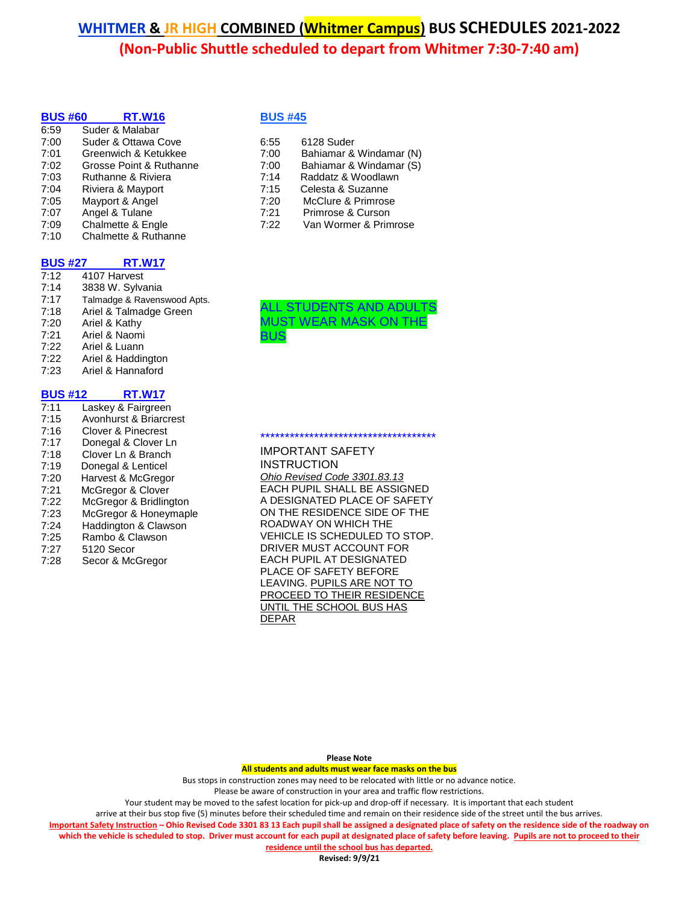# WHITMER & JR HIGH COMBINED (Whitmer Campus) BUS SCHEDULES 2021-2022

## (Non-Public Shuttle scheduled to depart from Whitmer 7:30-7:40 am)

### BUS #60 RT.W16

| Time | Stop |
|---|---|
| 6:59 | Suder & Malabar |
| 7:00 | Suder & Ottawa Cove |
| 7:01 | Greenwich & Ketukkee |
| 7:02 | Grosse Point & Ruthanne |
| 7:03 | Ruthanne & Riviera |
| 7:04 | Riviera & Mayport |
| 7:05 | Mayport & Angel |
| 7:07 | Angel & Tulane |
| 7:09 | Chalmette & Engle |
| 7:10 | Chalmette & Ruthanne |

### BUS #27 RT.W17

| Time | Stop |
|---|---|
| 7:12 | 4107 Harvest |
| 7:14 | 3838 W. Sylvania |
| 7:17 | Talmadge & Ravenswood Apts. |
| 7:18 | Ariel & Talmadge Green |
| 7:20 | Ariel & Kathy |
| 7:21 | Ariel & Naomi |
| 7:22 | Ariel & Luann |
| 7:22 | Ariel & Haddington |
| 7:23 | Ariel & Hannaford |

### BUS #12 RT.W17

| Time | Stop |
|---|---|
| 7:11 | Laskey & Fairgreen |
| 7:15 | Avonhurst & Briarcrest |
| 7:16 | Clover & Pinecrest |
| 7:17 | Donegal & Clover Ln |
| 7:18 | Clover Ln & Branch |
| 7:19 | Donegal & Lenticel |
| 7:20 | Harvest & McGregor |
| 7:21 | McGregor & Clover |
| 7:22 | McGregor & Bridlington |
| 7:23 | McGregor & Honeymaple |
| 7:24 | Haddington & Clawson |
| 7:25 | Rambo & Clawson |
| 7:27 | 5120 Secor |
| 7:28 | Secor & McGregor |

### BUS #45

| Time | Stop |
|---|---|
| 6:55 | 6128 Suder |
| 7:00 | Bahiamar & Windamar (N) |
| 7:00 | Bahiamar & Windamar (S) |
| 7:14 | Raddatz & Woodlawn |
| 7:15 | Celesta & Suzanne |
| 7:20 | McClure & Primrose |
| 7:21 | Primrose & Curson |
| 7:22 | Van Wormer & Primrose |

ALL STUDENTS AND ADULTS MUST WEAR MASK ON THE BUS

*************************************

IMPORTANT SAFETY INSTRUCTION

*Ohio Revised Code 3301.83.13*

EACH PUPIL SHALL BE ASSIGNED A DESIGNATED PLACE OF SAFETY ON THE RESIDENCE SIDE OF THE ROADWAY ON WHICH THE VEHICLE IS SCHEDULED TO STOP. DRIVER MUST ACCOUNT FOR EACH PUPIL AT DESIGNATED PLACE OF SAFETY BEFORE LEAVING. PUPILS ARE NOT TO PROCEED TO THEIR RESIDENCE UNTIL THE SCHOOL BUS HAS DEPAR

**Please Note**

**All students and adults must wear face masks on the bus**

Bus stops in construction zones may need to be relocated with little or no advance notice.
Please be aware of construction in your area and traffic flow restrictions.
Your student may be moved to the safest location for pick-up and drop-off if necessary. It is important that each student arrive at their bus stop five (5) minutes before their scheduled time and remain on their residence side of the street until the bus arrives.

**Important Safety Instruction – Ohio Revised Code 3301 83 13 Each pupil shall be assigned a designated place of safety on the residence side of the roadway on which the vehicle is scheduled to stop. Driver must account for each pupil at designated place of safety before leaving. Pupils are not to proceed to their residence until the school bus has departed.**

**Revised: 9/9/21**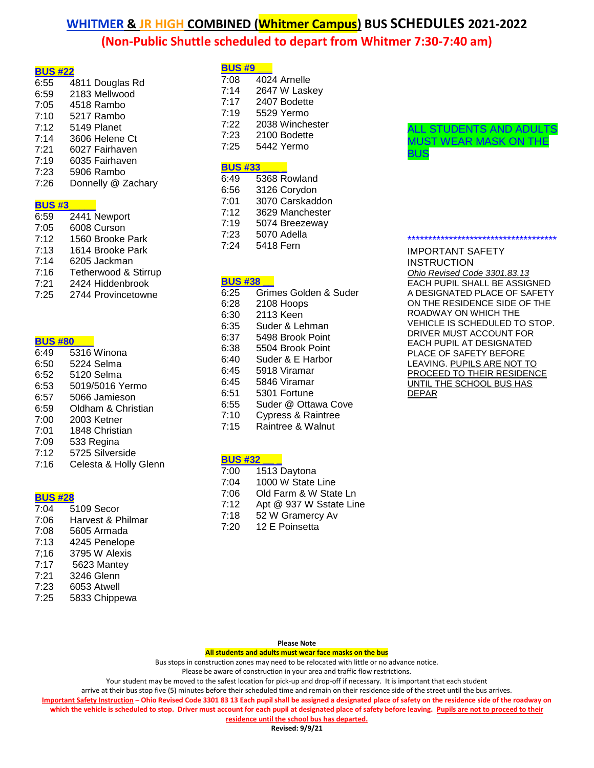# WHITMER & JR HIGH COMBINED (Whitmer Campus) BUS SCHEDULES 2021-2022

## (Non-Public Shuttle scheduled to depart from Whitmer 7:30-7:40 am)

### BUS #22

| | |
|---|---|
| 6:55 | 4811 Douglas Rd |
| 6:59 | 2183 Mellwood |
| 7:05 | 4518 Rambo |
| 7:10 | 5217 Rambo |
| 7:12 | 5149 Planet |
| 7:14 | 3606 Helene Ct |
| 7:21 | 6027 Fairhaven |
| 7:19 | 6035 Fairhaven |
| 7:23 | 5906 Rambo |
| 7:26 | Donnelly @ Zachary |

### BUS #3

| | |
|---|---|
| 6:59 | 2441 Newport |
| 7:05 | 6008 Curson |
| 7:12 | 1560 Brooke Park |
| 7:13 | 1614 Brooke Park |
| 7:14 | 6205 Jackman |
| 7:16 | Tetherwood & Stirrup |
| 7:21 | 2424 Hiddenbrook |
| 7:25 | 2744 Provincetowne |

### BUS #80

| | |
|---|---|
| 6:49 | 5316 Winona |
| 6:50 | 5224 Selma |
| 6:52 | 5120 Selma |
| 6:53 | 5019/5016 Yermo |
| 6:57 | 5066 Jamieson |
| 6:59 | Oldham & Christian |
| 7:00 | 2003 Ketner |
| 7:01 | 1848 Christian |
| 7:09 | 533 Regina |
| 7:12 | 5725 Silverside |
| 7:16 | Celesta & Holly Glenn |

### BUS #28

| | |
|---|---|
| 7:04 | 5109 Secor |
| 7:06 | Harvest & Philmar |
| 7:08 | 5605 Armada |
| 7:13 | 4245 Penelope |
| 7;16 | 3795 W Alexis |
| 7:17 | 5623 Mantey |
| 7:21 | 3246 Glenn |
| 7:23 | 6053 Atwell |
| 7:25 | 5833 Chippewa |

### BUS #9

| | |
|---|---|
| 7:08 | 4024 Arnelle |
| 7:14 | 2647 W Laskey |
| 7:17 | 2407 Bodette |
| 7:19 | 5529 Yermo |
| 7:22 | 2038 Winchester |
| 7:23 | 2100 Bodette |
| 7:25 | 5442 Yermo |

### BUS #33

| | |
|---|---|
| 6:49 | 5368 Rowland |
| 6:56 | 3126 Corydon |
| 7:01 | 3070 Carskaddon |
| 7:12 | 3629 Manchester |
| 7:19 | 5074 Breezeway |
| 7:23 | 5070 Adella |
| 7:24 | 5418 Fern |

### BUS #38

| | |
|---|---|
| 6:25 | Grimes Golden & Suder |
| 6:28 | 2108 Hoops |
| 6:30 | 2113 Keen |
| 6:35 | Suder & Lehman |
| 6:37 | 5498 Brook Point |
| 6:38 | 5504 Brook Point |
| 6:40 | Suder & E Harbor |
| 6:45 | 5918 Viramar |
| 6:45 | 5846 Viramar |
| 6:51 | 5301 Fortune |
| 6:55 | Suder @ Ottawa Cove |
| 7:10 | Cypress & Raintree |
| 7:15 | Raintree & Walnut |

### BUS #32

| | |
|---|---|
| 7:00 | 1513 Daytona |
| 7:04 | 1000 W State Line |
| 7:06 | Old Farm & W State Ln |
| 7:12 | Apt @ 937 W Sstate Line |
| 7:18 | 52 W Gramercy Av |
| 7:20 | 12 E Poinsetta |

ALL STUDENTS AND ADULTS MUST WEAR MASK ON THE BUS

*************************************

IMPORTANT SAFETY INSTRUCTION
*Ohio Revised Code 3301.83.13*
EACH PUPIL SHALL BE ASSIGNED A DESIGNATED PLACE OF SAFETY ON THE RESIDENCE SIDE OF THE ROADWAY ON WHICH THE VEHICLE IS SCHEDULED TO STOP. DRIVER MUST ACCOUNT FOR EACH PUPIL AT DESIGNATED PLACE OF SAFETY BEFORE LEAVING. PUPILS ARE NOT TO PROCEED TO THEIR RESIDENCE UNTIL THE SCHOOL BUS HAS DEPAR

**Please Note**

**All students and adults must wear face masks on the bus**

Bus stops in construction zones may need to be relocated with little or no advance notice.
Please be aware of construction in your area and traffic flow restrictions.
Your student may be moved to the safest location for pick-up and drop-off if necessary. It is important that each student arrive at their bus stop five (5) minutes before their scheduled time and remain on their residence side of the street until the bus arrives.

**Important Safety Instruction – Ohio Revised Code 3301 83 13 Each pupil shall be assigned a designated place of safety on the residence side of the roadway on which the vehicle is scheduled to stop. Driver must account for each pupil at designated place of safety before leaving. Pupils are not to proceed to their residence until the school bus has departed.**

**Revised: 9/9/21**